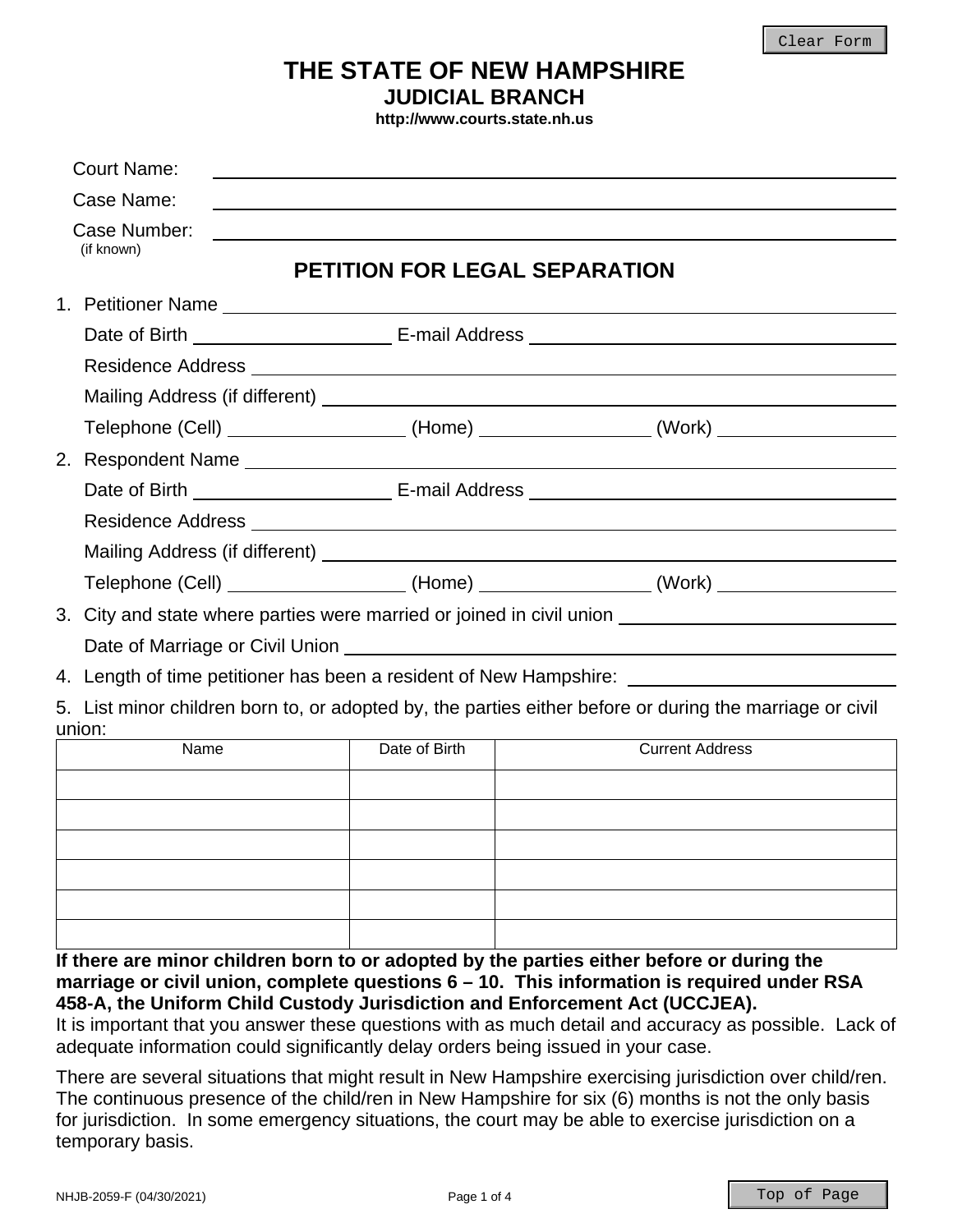# THE STATE OF NEW HAMPSHIRE
## JUDICIAL BRANCH
**http://www.courts.state.nh.us**

Court Name: ______________________________

Case Name: ______________________________

Case Number: ______________________________
(if known)

## PETITION FOR LEGAL SEPARATION

1. Petitioner Name ______________________________

   Date of Birth ______________ E-mail Address ______________________________

   Residence Address ______________________________

   Mailing Address (if different) ______________________________

   Telephone (Cell) ______________ (Home) ______________ (Work) ______________

2. Respondent Name ______________________________

   Date of Birth ______________ E-mail Address ______________________________

   Residence Address ______________________________

   Mailing Address (if different) ______________________________

   Telephone (Cell) ______________ (Home) ______________ (Work) ______________

3. City and state where parties were married or joined in civil union ______________________________

   Date of Marriage or Civil Union ______________________________

4. Length of time petitioner has been a resident of New Hampshire: ______________________________

5. List minor children born to, or adopted by, the parties either before or during the marriage or civil union:

| Name | Date of Birth | Current Address |
|---|---|---|
| | | |
| | | |
| | | |
| | | |
| | | |
| | | |

**If there are minor children born to or adopted by the parties either before or during the marriage or civil union, complete questions 6 – 10. This information is required under RSA 458-A, the Uniform Child Custody Jurisdiction and Enforcement Act (UCCJEA).**
It is important that you answer these questions with as much detail and accuracy as possible. Lack of adequate information could significantly delay orders being issued in your case.

There are several situations that might result in New Hampshire exercising jurisdiction over child/ren. The continuous presence of the child/ren in New Hampshire for six (6) months is not the only basis for jurisdiction. In some emergency situations, the court may be able to exercise jurisdiction on a temporary basis.

NHJB-2059-F (04/30/2021)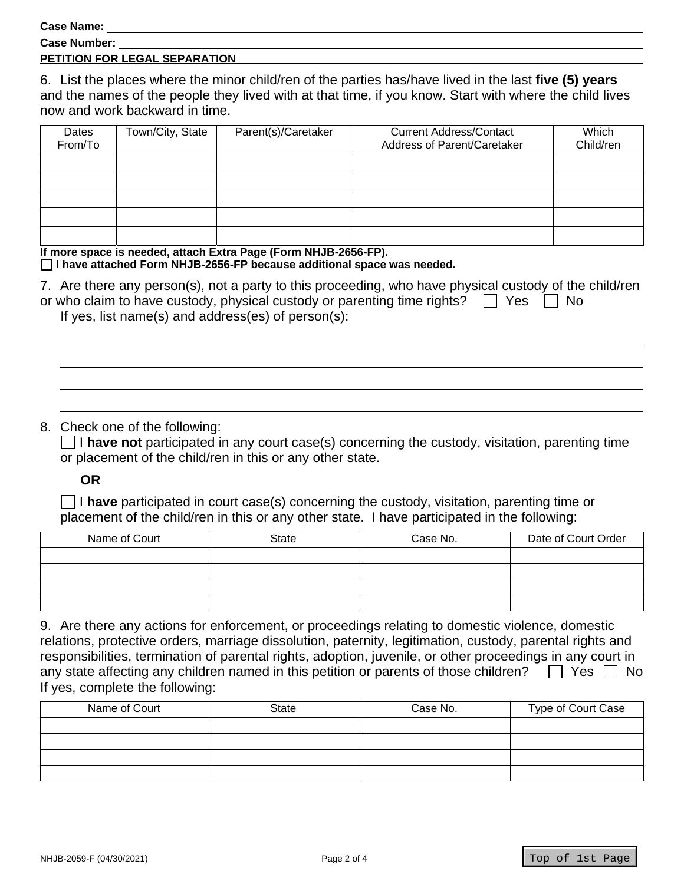Case Name: ______________________________

Case Number: ______________________________

**PETITION FOR LEGAL SEPARATION**

6. List the places where the minor child/ren of the parties has/have lived in the last **five (5) years** and the names of the people they lived with at that time, if you know. Start with where the child lives now and work backward in time.

| Dates From/To | Town/City, State | Parent(s)/Caretaker | Current Address/Contact Address of Parent/Caretaker | Which Child/ren |
|---|---|---|---|---|
| | | | | |
| | | | | |
| | | | | |
| | | | | |
| | | | | |

**If more space is needed, attach Extra Page (Form NHJB-2656-FP).**

☐ **I have attached Form NHJB-2656-FP because additional space was needed.**

7. Are there any person(s), not a party to this proceeding, who have physical custody of the child/ren or who claim to have custody, physical custody or parenting time rights? ☐ Yes ☐ No

If yes, list name(s) and address(es) of person(s):

______________________________

______________________________

______________________________

______________________________

8. Check one of the following:

☐ I **have not** participated in any court case(s) concerning the custody, visitation, parenting time or placement of the child/ren in this or any other state.

**OR**

☐ I **have** participated in court case(s) concerning the custody, visitation, parenting time or placement of the child/ren in this or any other state. I have participated in the following:

| Name of Court | State | Case No. | Date of Court Order |
|---|---|---|---|
| | | | |
| | | | |
| | | | |
| | | | |

9. Are there any actions for enforcement, or proceedings relating to domestic violence, domestic relations, protective orders, marriage dissolution, paternity, legitimation, custody, parental rights and responsibilities, termination of parental rights, adoption, juvenile, or other proceedings in any court in any state affecting any children named in this petition or parents of those children? ☐ Yes ☐ No

If yes, complete the following:

| Name of Court | State | Case No. | Type of Court Case |
|---|---|---|---|
| | | | |
| | | | |
| | | | |
| | | | |

NHJB-2059-F (04/30/2021)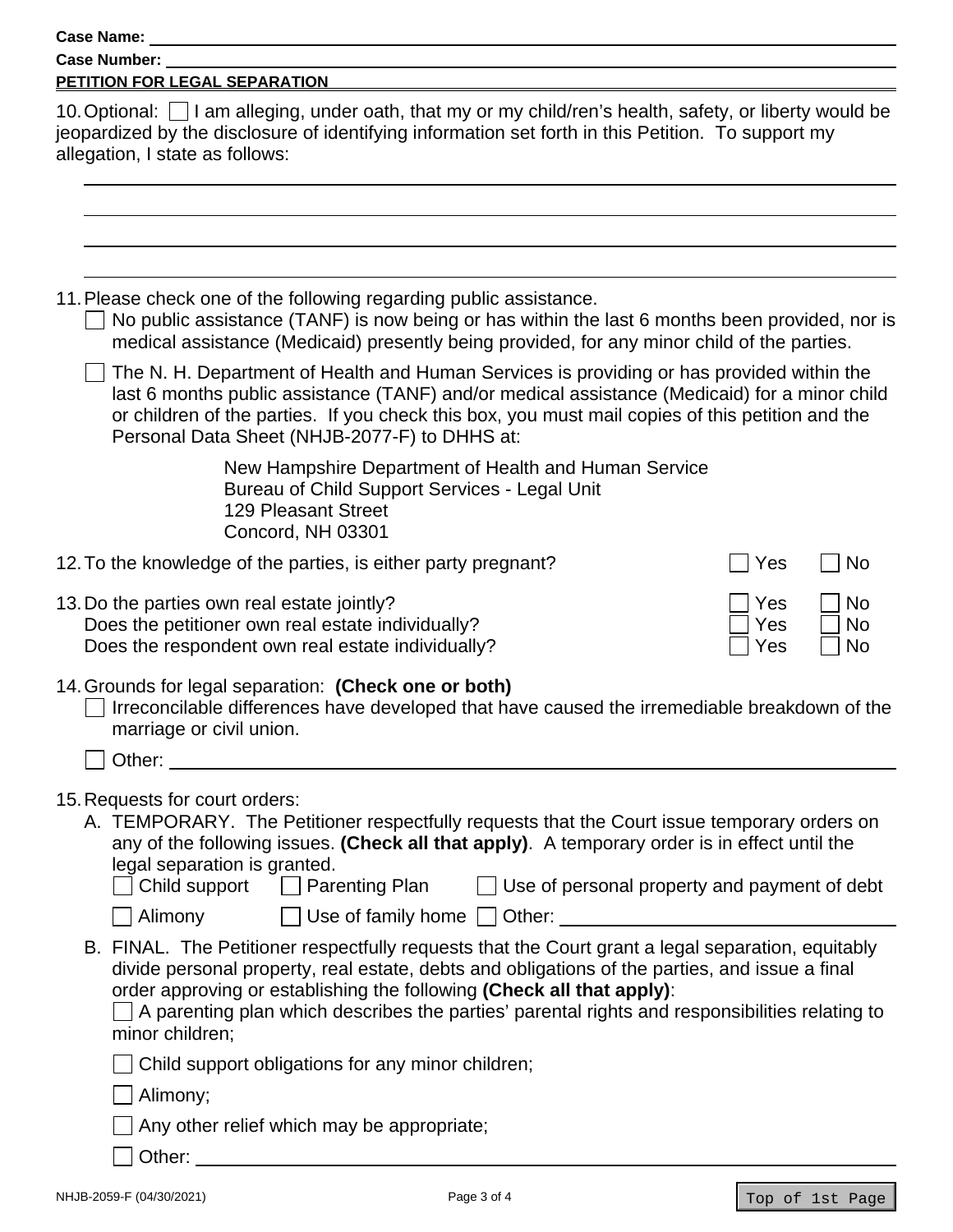Case Name: \_\_\_\_\_\_\_\_\_\_\_\_\_\_\_\_\_\_\_\_\_\_\_\_\_\_\_\_\_\_\_\_\_\_\_\_\_\_\_\_

Case Number: \_\_\_\_\_\_\_\_\_\_\_\_\_\_\_\_\_\_\_\_\_\_\_\_\_\_\_\_\_\_\_\_\_\_\_\_\_\_\_\_

**PETITION FOR LEGAL SEPARATION**

10. Optional: ☐ I am alleging, under oath, that my or my child/ren's health, safety, or liberty would be jeopardized by the disclosure of identifying information set forth in this Petition. To support my allegation, I state as follows:

\_\_\_\_\_\_\_\_\_\_\_\_\_\_\_\_\_\_\_\_\_\_\_\_\_\_\_\_\_\_\_\_\_\_\_\_\_\_\_\_\_\_\_\_\_\_\_\_\_\_\_\_\_\_\_\_\_\_\_\_

\_\_\_\_\_\_\_\_\_\_\_\_\_\_\_\_\_\_\_\_\_\_\_\_\_\_\_\_\_\_\_\_\_\_\_\_\_\_\_\_\_\_\_\_\_\_\_\_\_\_\_\_\_\_\_\_\_\_\_\_

\_\_\_\_\_\_\_\_\_\_\_\_\_\_\_\_\_\_\_\_\_\_\_\_\_\_\_\_\_\_\_\_\_\_\_\_\_\_\_\_\_\_\_\_\_\_\_\_\_\_\_\_\_\_\_\_\_\_\_\_

\_\_\_\_\_\_\_\_\_\_\_\_\_\_\_\_\_\_\_\_\_\_\_\_\_\_\_\_\_\_\_\_\_\_\_\_\_\_\_\_\_\_\_\_\_\_\_\_\_\_\_\_\_\_\_\_\_\_\_\_

11. Please check one of the following regarding public assistance.

☐ No public assistance (TANF) is now being or has within the last 6 months been provided, nor is medical assistance (Medicaid) presently being provided, for any minor child of the parties.

☐ The N. H. Department of Health and Human Services is providing or has provided within the last 6 months public assistance (TANF) and/or medical assistance (Medicaid) for a minor child or children of the parties. If you check this box, you must mail copies of this petition and the Personal Data Sheet (NHJB-2077-F) to DHHS at:

New Hampshire Department of Health and Human Service
Bureau of Child Support Services - Legal Unit
129 Pleasant Street
Concord, NH 03301

12. To the knowledge of the parties, is either party pregnant? ☐ Yes ☐ No

13. Do the parties own real estate jointly? ☐ Yes ☐ No
Does the petitioner own real estate individually? ☐ Yes ☐ No
Does the respondent own real estate individually? ☐ Yes ☐ No

14. Grounds for legal separation: **(Check one or both)**

☐ Irreconcilable differences have developed that have caused the irremediable breakdown of the marriage or civil union.

☐ Other: \_\_\_\_\_\_\_\_\_\_\_\_\_\_\_\_\_\_\_\_\_\_\_\_\_\_\_\_\_\_\_\_\_\_\_\_\_\_\_\_

15. Requests for court orders:

A. TEMPORARY. The Petitioner respectfully requests that the Court issue temporary orders on any of the following issues. **(Check all that apply)**. A temporary order is in effect until the legal separation is granted.

☐ Child support ☐ Parenting Plan ☐ Use of personal property and payment of debt

☐ Alimony ☐ Use of family home ☐ Other: \_\_\_\_\_\_\_\_\_\_\_\_\_\_\_\_\_\_\_\_\_\_\_\_\_\_\_\_

B. FINAL. The Petitioner respectfully requests that the Court grant a legal separation, equitably divide personal property, real estate, debts and obligations of the parties, and issue a final order approving or establishing the following **(Check all that apply)**:

☐ A parenting plan which describes the parties' parental rights and responsibilities relating to minor children;

☐ Child support obligations for any minor children;

☐ Alimony;

☐ Any other relief which may be appropriate;

☐ Other: \_\_\_\_\_\_\_\_\_\_\_\_\_\_\_\_\_\_\_\_\_\_\_\_\_\_\_\_\_\_\_\_\_\_\_\_\_\_\_\_

NHJB-2059-F (04/30/2021)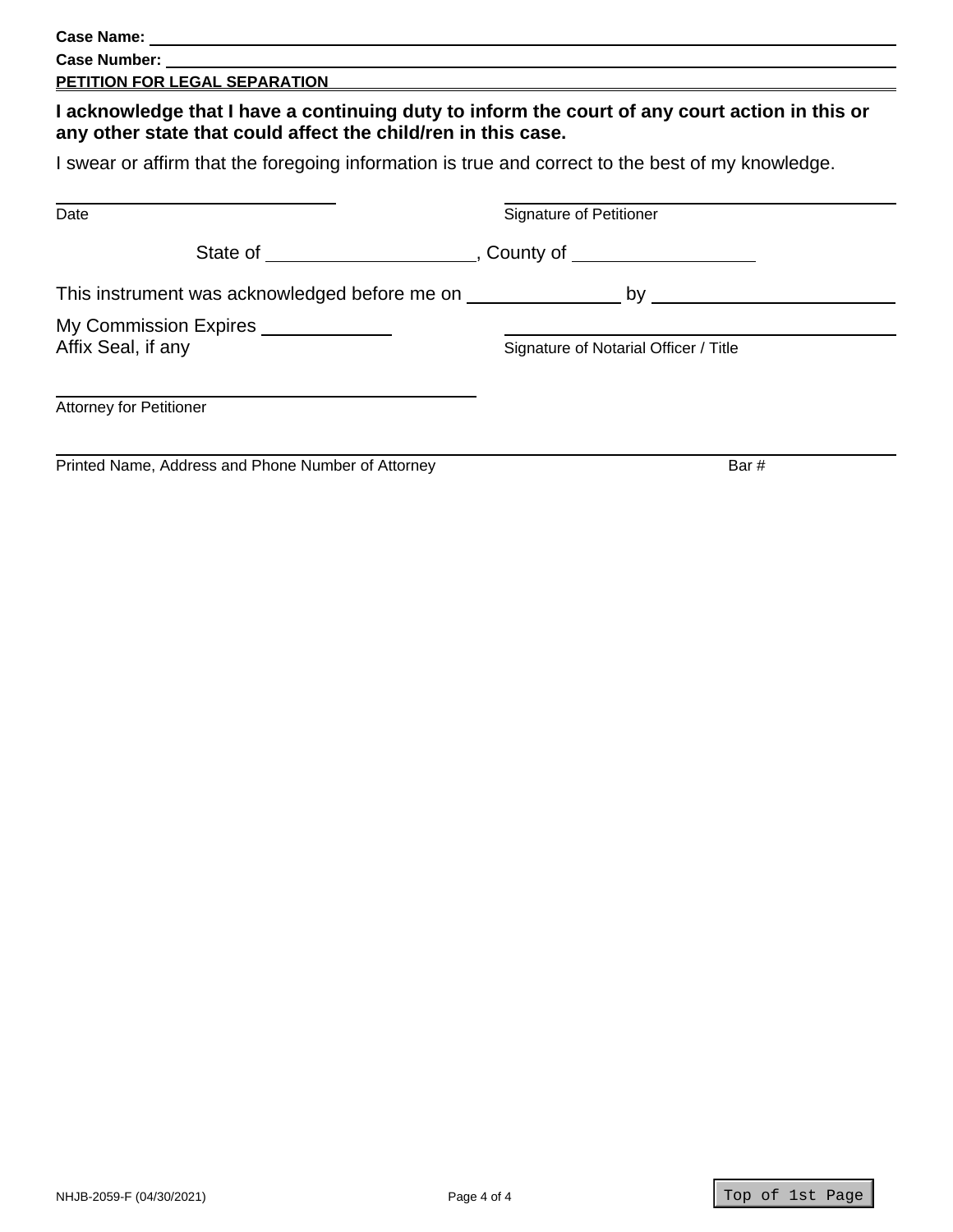Case Name: ______________________________________________

Case Number: ______________________________________________

**PETITION FOR LEGAL SEPARATION**

**I acknowledge that I have a continuing duty to inform the court of any court action in this or any other state that could affect the child/ren in this case.**

I swear or affirm that the foregoing information is true and correct to the best of my knowledge.

______________________________ ______________________________

Date Signature of Petitioner

State of ____________________, County of __________________

This instrument was acknowledged before me on _______________ by ________________________

My Commission Expires _____________ ______________________________

Affix Seal, if any Signature of Notarial Officer / Title

______________________________

Attorney for Petitioner

______________________________________________

Printed Name, Address and Phone Number of Attorney Bar #

NHJB-2059-F (04/30/2021)

Top of 1st Page